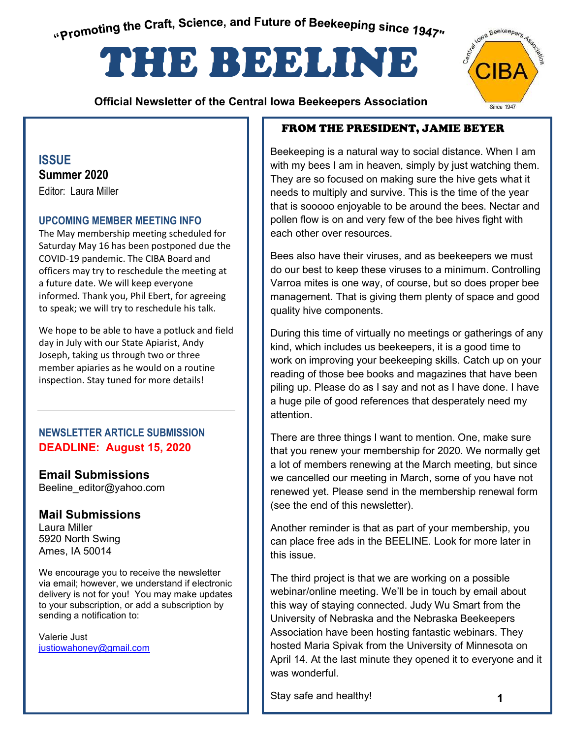"Promoting the Craft, Science, and Future of Beekeeping since 1947"

# THE BEELINE

**Official Newsletter of the Central Iowa Beekeepers Association**

Central Iowa Beekeepers Association — CIBA — Since 1947

## ISSUE
**Summer 2020**
Editor: Laura Miller

### UPCOMING MEMBER MEETING INFO

The May membership meeting scheduled for Saturday May 16 has been postponed due the COVID-19 pandemic. The CIBA Board and officers may try to reschedule the meeting at a future date. We will keep everyone informed. Thank you, Phil Ebert, for agreeing to speak; we will try to reschedule his talk.

We hope to be able to have a potluck and field day in July with our State Apiarist, Andy Joseph, taking us through two or three member apiaries as he would on a routine inspection. Stay tuned for more details!

---

### NEWSLETTER ARTICLE SUBMISSION
**DEADLINE: August 15, 2020**

**Email Submissions**
Beeline_editor@yahoo.com

**Mail Submissions**
Laura Miller
5920 North Swing
Ames, IA 50014

We encourage you to receive the newsletter via email; however, we understand if electronic delivery is not for you! You may make updates to your subscription, or add a subscription by sending a notification to:

Valerie Just
justiowahoney@gmail.com

## FROM THE PRESIDENT, JAMIE BEYER

Beekeeping is a natural way to social distance. When I am with my bees I am in heaven, simply by just watching them. They are so focused on making sure the hive gets what it needs to multiply and survive. This is the time of the year that is sooooo enjoyable to be around the bees. Nectar and pollen flow is on and very few of the bee hives fight with each other over resources.

Bees also have their viruses, and as beekeepers we must do our best to keep these viruses to a minimum. Controlling Varroa mites is one way, of course, but so does proper bee management. That is giving them plenty of space and good quality hive components.

During this time of virtually no meetings or gatherings of any kind, which includes us beekeepers, it is a good time to work on improving your beekeeping skills. Catch up on your reading of those bee books and magazines that have been piling up. Please do as I say and not as I have done. I have a huge pile of good references that desperately need my attention.

There are three things I want to mention. One, make sure that you renew your membership for 2020. We normally get a lot of members renewing at the March meeting, but since we cancelled our meeting in March, some of you have not renewed yet. Please send in the membership renewal form (see the end of this newsletter).

Another reminder is that as part of your membership, you can place free ads in the BEELINE. Look for more later in this issue.

The third project is that we are working on a possible webinar/online meeting. We'll be in touch by email about this way of staying connected. Judy Wu Smart from the University of Nebraska and the Nebraska Beekeepers Association have been hosting fantastic webinars. They hosted Maria Spivak from the University of Minnesota on April 14. At the last minute they opened it to everyone and it was wonderful.

Stay safe and healthy!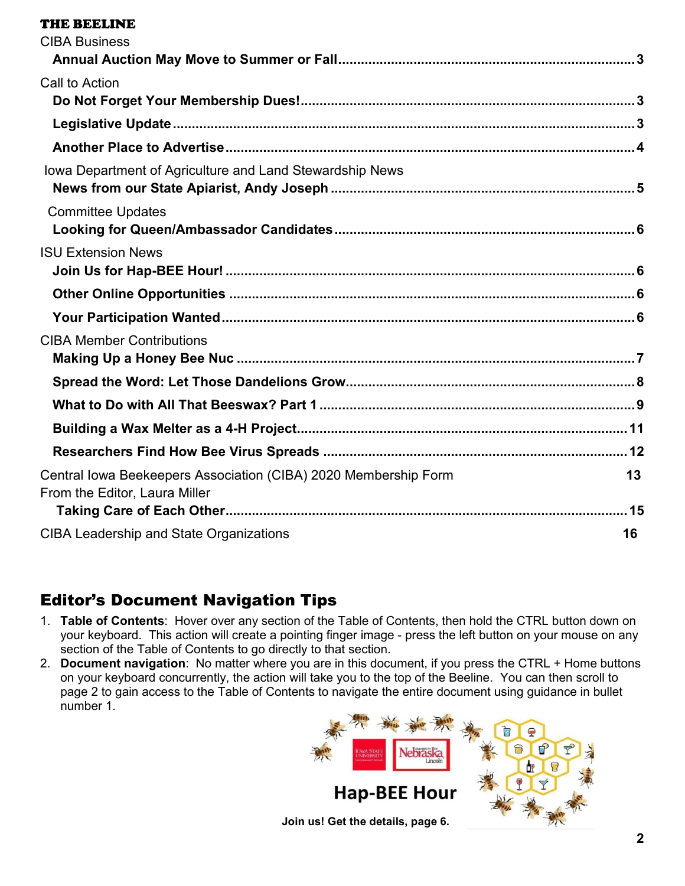**THE BEELINE**

CIBA Business

**Annual Auction May Move to Summer or Fall** ........ 3

Call to Action

**Do Not Forget Your Membership Dues!** ........ 3

**Legislative Update** ........ 3

**Another Place to Advertise** ........ 4

Iowa Department of Agriculture and Land Stewardship News

**News from our State Apiarist, Andy Joseph** ........ 5

Committee Updates

**Looking for Queen/Ambassador Candidates** ........ 6

ISU Extension News

**Join Us for Hap-BEE Hour!** ........ 6

**Other Online Opportunities** ........ 6

**Your Participation Wanted** ........ 6

CIBA Member Contributions

**Making Up a Honey Bee Nuc** ........ 7

**Spread the Word: Let Those Dandelions Grow** ........ 8

**What to Do with All That Beeswax? Part 1** ........ 9

**Building a Wax Melter as a 4-H Project** ........ 11

**Researchers Find How Bee Virus Spreads** ........ 12

Central Iowa Beekeepers Association (CIBA) 2020 Membership Form ........ 13

From the Editor, Laura Miller

**Taking Care of Each Other** ........ 15

CIBA Leadership and State Organizations ........ 16

## Editor's Document Navigation Tips

1. **Table of Contents**: Hover over any section of the Table of Contents, then hold the CTRL button down on your keyboard. This action will create a pointing finger image - press the left button on your mouse on any section of the Table of Contents to go directly to that section.
2. **Document navigation**: No matter where you are in this document, if you press the CTRL + Home buttons on your keyboard concurrently, the action will take you to the top of the Beeline. You can then scroll to page 2 to gain access to the Table of Contents to navigate the entire document using guidance in bullet number 1.

Hap-BEE Hour

**Join us! Get the details, page 6.**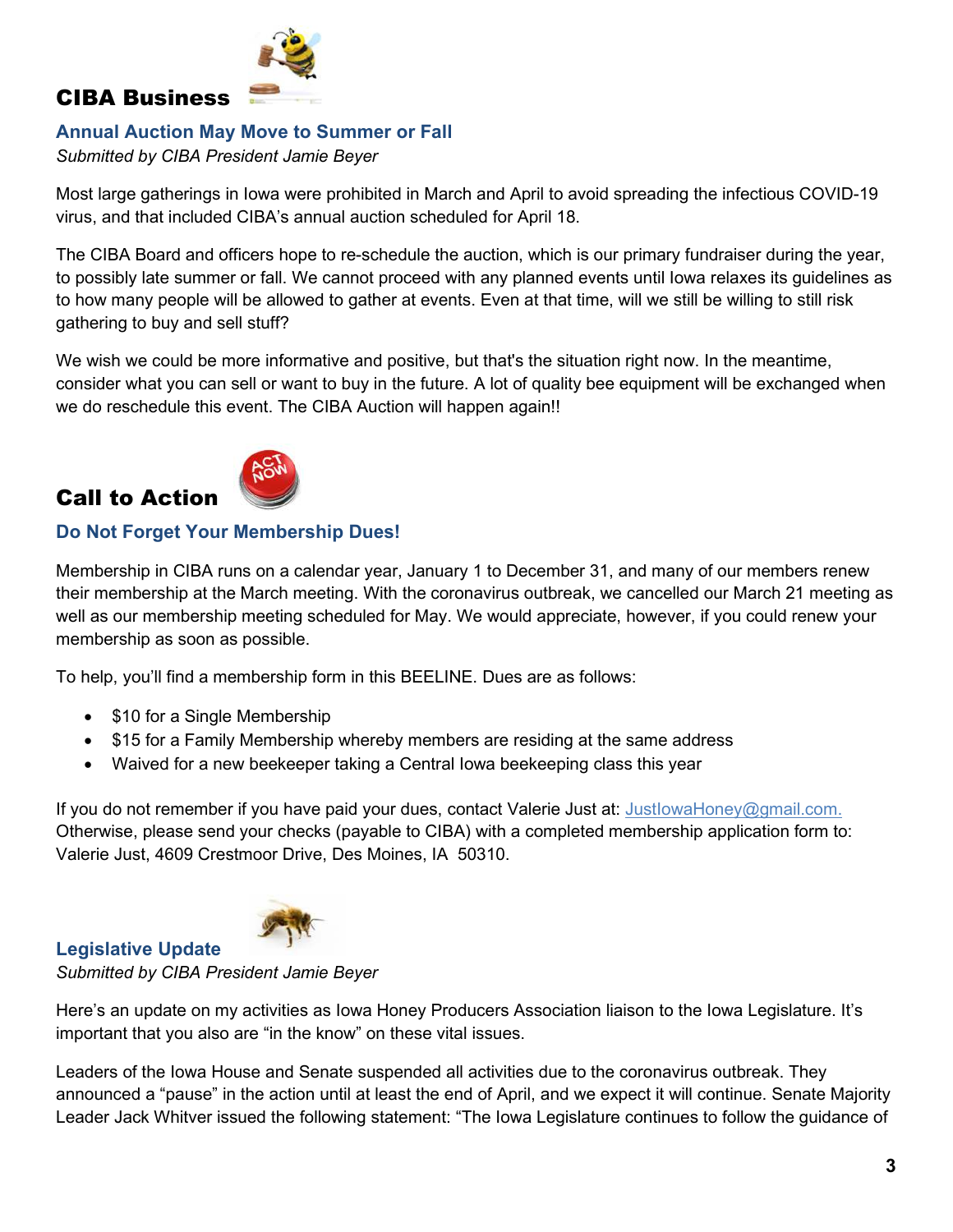## CIBA Business

### Annual Auction May Move to Summer or Fall

*Submitted by CIBA President Jamie Beyer*

Most large gatherings in Iowa were prohibited in March and April to avoid spreading the infectious COVID-19 virus, and that included CIBA's annual auction scheduled for April 18.

The CIBA Board and officers hope to re-schedule the auction, which is our primary fundraiser during the year, to possibly late summer or fall. We cannot proceed with any planned events until Iowa relaxes its guidelines as to how many people will be allowed to gather at events. Even at that time, will we still be willing to still risk gathering to buy and sell stuff?

We wish we could be more informative and positive, but that's the situation right now. In the meantime, consider what you can sell or want to buy in the future. A lot of quality bee equipment will be exchanged when we do reschedule this event. The CIBA Auction will happen again!!

## Call to Action

### Do Not Forget Your Membership Dues!

Membership in CIBA runs on a calendar year, January 1 to December 31, and many of our members renew their membership at the March meeting. With the coronavirus outbreak, we cancelled our March 21 meeting as well as our membership meeting scheduled for May. We would appreciate, however, if you could renew your membership as soon as possible.

To help, you'll find a membership form in this BEELINE. Dues are as follows:

- $10 for a Single Membership
- $15 for a Family Membership whereby members are residing at the same address
- Waived for a new beekeeper taking a Central Iowa beekeeping class this year

If you do not remember if you have paid your dues, contact Valerie Just at: JustIowaHoney@gmail.com. Otherwise, please send your checks (payable to CIBA) with a completed membership application form to: Valerie Just, 4609 Crestmoor Drive, Des Moines, IA 50310.

### Legislative Update

*Submitted by CIBA President Jamie Beyer*

Here's an update on my activities as Iowa Honey Producers Association liaison to the Iowa Legislature. It's important that you also are "in the know" on these vital issues.

Leaders of the Iowa House and Senate suspended all activities due to the coronavirus outbreak. They announced a "pause" in the action until at least the end of April, and we expect it will continue. Senate Majority Leader Jack Whitver issued the following statement: "The Iowa Legislature continues to follow the guidance of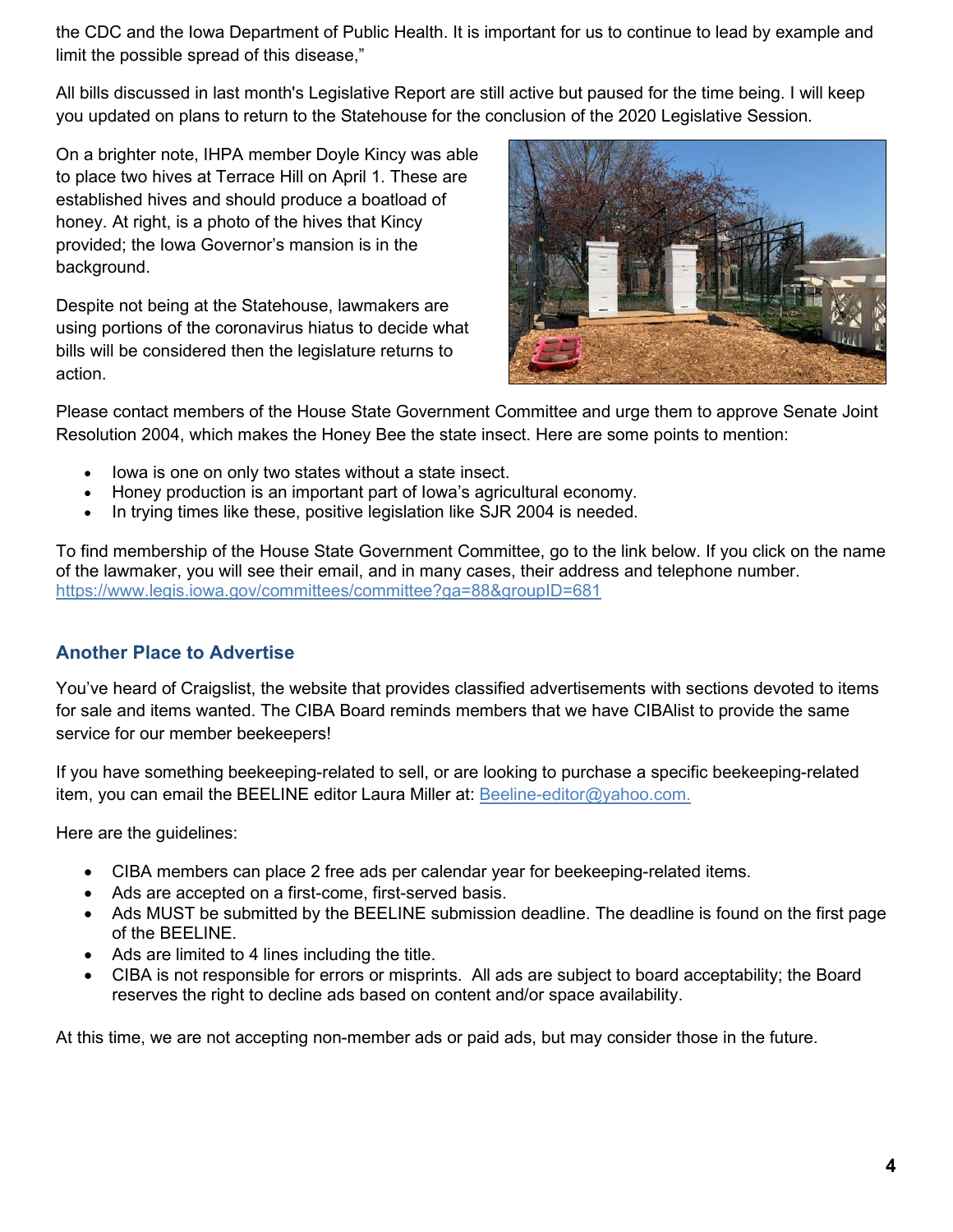the CDC and the Iowa Department of Public Health. It is important for us to continue to lead by example and limit the possible spread of this disease,"

All bills discussed in last month's Legislative Report are still active but paused for the time being. I will keep you updated on plans to return to the Statehouse for the conclusion of the 2020 Legislative Session.

On a brighter note, IHPA member Doyle Kincy was able to place two hives at Terrace Hill on April 1. These are established hives and should produce a boatload of honey. At right, is a photo of the hives that Kincy provided; the Iowa Governor's mansion is in the background.

Despite not being at the Statehouse, lawmakers are using portions of the coronavirus hiatus to decide what bills will be considered then the legislature returns to action.

Please contact members of the House State Government Committee and urge them to approve Senate Joint Resolution 2004, which makes the Honey Bee the state insect. Here are some points to mention:

- Iowa is one on only two states without a state insect.
- Honey production is an important part of Iowa's agricultural economy.
- In trying times like these, positive legislation like SJR 2004 is needed.

To find membership of the House State Government Committee, go to the link below. If you click on the name of the lawmaker, you will see their email, and in many cases, their address and telephone number.
https://www.legis.iowa.gov/committees/committee?ga=88&groupID=681

## Another Place to Advertise

You've heard of Craigslist, the website that provides classified advertisements with sections devoted to items for sale and items wanted. The CIBA Board reminds members that we have CIBAlist to provide the same service for our member beekeepers!

If you have something beekeeping-related to sell, or are looking to purchase a specific beekeeping-related item, you can email the BEELINE editor Laura Miller at: Beeline-editor@yahoo.com.

Here are the guidelines:

- CIBA members can place 2 free ads per calendar year for beekeeping-related items.
- Ads are accepted on a first-come, first-served basis.
- Ads MUST be submitted by the BEELINE submission deadline. The deadline is found on the first page of the BEELINE.
- Ads are limited to 4 lines including the title.
- CIBA is not responsible for errors or misprints. All ads are subject to board acceptability; the Board reserves the right to decline ads based on content and/or space availability.

At this time, we are not accepting non-member ads or paid ads, but may consider those in the future.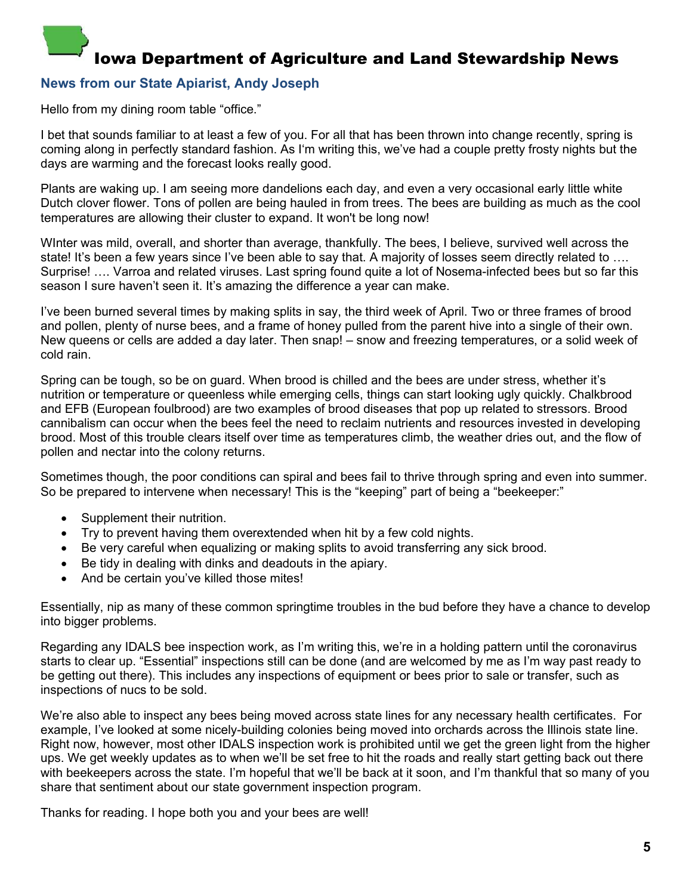# Iowa Department of Agriculture and Land Stewardship News

## News from our State Apiarist, Andy Joseph

Hello from my dining room table "office."

I bet that sounds familiar to at least a few of you. For all that has been thrown into change recently, spring is coming along in perfectly standard fashion. As I'm writing this, we've had a couple pretty frosty nights but the days are warming and the forecast looks really good.

Plants are waking up. I am seeing more dandelions each day, and even a very occasional early little white Dutch clover flower. Tons of pollen are being hauled in from trees. The bees are building as much as the cool temperatures are allowing their cluster to expand. It won't be long now!

WInter was mild, overall, and shorter than average, thankfully. The bees, I believe, survived well across the state! It's been a few years since I've been able to say that. A majority of losses seem directly related to …. Surprise! …. Varroa and related viruses. Last spring found quite a lot of Nosema-infected bees but so far this season I sure haven't seen it. It's amazing the difference a year can make.

I've been burned several times by making splits in say, the third week of April. Two or three frames of brood and pollen, plenty of nurse bees, and a frame of honey pulled from the parent hive into a single of their own. New queens or cells are added a day later. Then snap! – snow and freezing temperatures, or a solid week of cold rain.

Spring can be tough, so be on guard. When brood is chilled and the bees are under stress, whether it's nutrition or temperature or queenless while emerging cells, things can start looking ugly quickly. Chalkbrood and EFB (European foulbrood) are two examples of brood diseases that pop up related to stressors. Brood cannibalism can occur when the bees feel the need to reclaim nutrients and resources invested in developing brood. Most of this trouble clears itself over time as temperatures climb, the weather dries out, and the flow of pollen and nectar into the colony returns.

Sometimes though, the poor conditions can spiral and bees fail to thrive through spring and even into summer. So be prepared to intervene when necessary! This is the "keeping" part of being a "beekeeper:"

- Supplement their nutrition.
- Try to prevent having them overextended when hit by a few cold nights.
- Be very careful when equalizing or making splits to avoid transferring any sick brood.
- Be tidy in dealing with dinks and deadouts in the apiary.
- And be certain you've killed those mites!

Essentially, nip as many of these common springtime troubles in the bud before they have a chance to develop into bigger problems.

Regarding any IDALS bee inspection work, as I'm writing this, we're in a holding pattern until the coronavirus starts to clear up. "Essential" inspections still can be done (and are welcomed by me as I'm way past ready to be getting out there). This includes any inspections of equipment or bees prior to sale or transfer, such as inspections of nucs to be sold.

We're also able to inspect any bees being moved across state lines for any necessary health certificates. For example, I've looked at some nicely-building colonies being moved into orchards across the Illinois state line. Right now, however, most other IDALS inspection work is prohibited until we get the green light from the higher ups. We get weekly updates as to when we'll be set free to hit the roads and really start getting back out there with beekeepers across the state. I'm hopeful that we'll be back at it soon, and I'm thankful that so many of you share that sentiment about our state government inspection program.

Thanks for reading. I hope both you and your bees are well!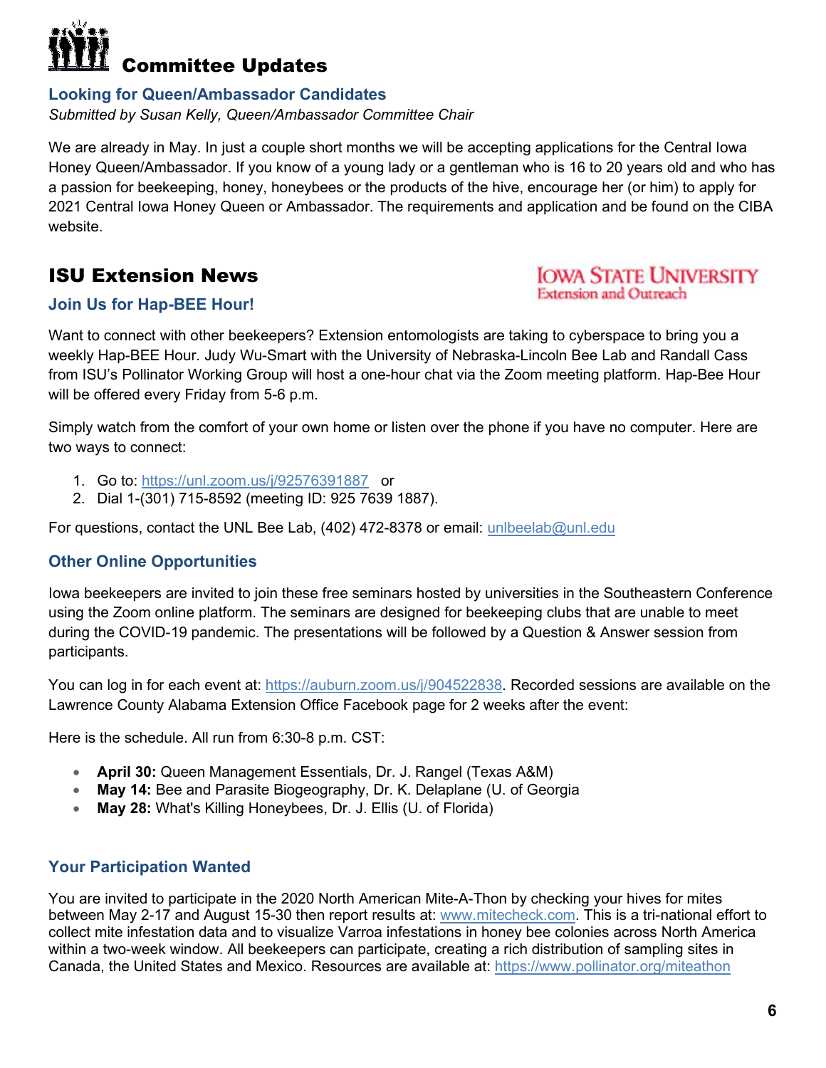# Committee Updates

### Looking for Queen/Ambassador Candidates

*Submitted by Susan Kelly, Queen/Ambassador Committee Chair*

We are already in May. In just a couple short months we will be accepting applications for the Central Iowa Honey Queen/Ambassador. If you know of a young lady or a gentleman who is 16 to 20 years old and who has a passion for beekeeping, honey, honeybees or the products of the hive, encourage her (or him) to apply for 2021 Central Iowa Honey Queen or Ambassador. The requirements and application and be found on the CIBA website.

## ISU Extension News

Iowa State University Extension and Outreach

### Join Us for Hap-BEE Hour!

Want to connect with other beekeepers? Extension entomologists are taking to cyberspace to bring you a weekly Hap-BEE Hour. Judy Wu-Smart with the University of Nebraska-Lincoln Bee Lab and Randall Cass from ISU's Pollinator Working Group will host a one-hour chat via the Zoom meeting platform. Hap-Bee Hour will be offered every Friday from 5-6 p.m.

Simply watch from the comfort of your own home or listen over the phone if you have no computer. Here are two ways to connect:

1. Go to: https://unl.zoom.us/j/92576391887 or
2. Dial 1-(301) 715-8592 (meeting ID: 925 7639 1887).

For questions, contact the UNL Bee Lab, (402) 472-8378 or email: unlbeelab@unl.edu

### Other Online Opportunities

Iowa beekeepers are invited to join these free seminars hosted by universities in the Southeastern Conference using the Zoom online platform. The seminars are designed for beekeeping clubs that are unable to meet during the COVID-19 pandemic. The presentations will be followed by a Question & Answer session from participants.

You can log in for each event at: https://auburn.zoom.us/j/904522838. Recorded sessions are available on the Lawrence County Alabama Extension Office Facebook page for 2 weeks after the event:

Here is the schedule. All run from 6:30-8 p.m. CST:

- **April 30:** Queen Management Essentials, Dr. J. Rangel (Texas A&M)
- **May 14:** Bee and Parasite Biogeography, Dr. K. Delaplane (U. of Georgia
- **May 28:** What's Killing Honeybees, Dr. J. Ellis (U. of Florida)

### Your Participation Wanted

You are invited to participate in the 2020 North American Mite-A-Thon by checking your hives for mites between May 2-17 and August 15-30 then report results at: www.mitecheck.com. This is a tri-national effort to collect mite infestation data and to visualize Varroa infestations in honey bee colonies across North America within a two-week window. All beekeepers can participate, creating a rich distribution of sampling sites in Canada, the United States and Mexico. Resources are available at: https://www.pollinator.org/miteathon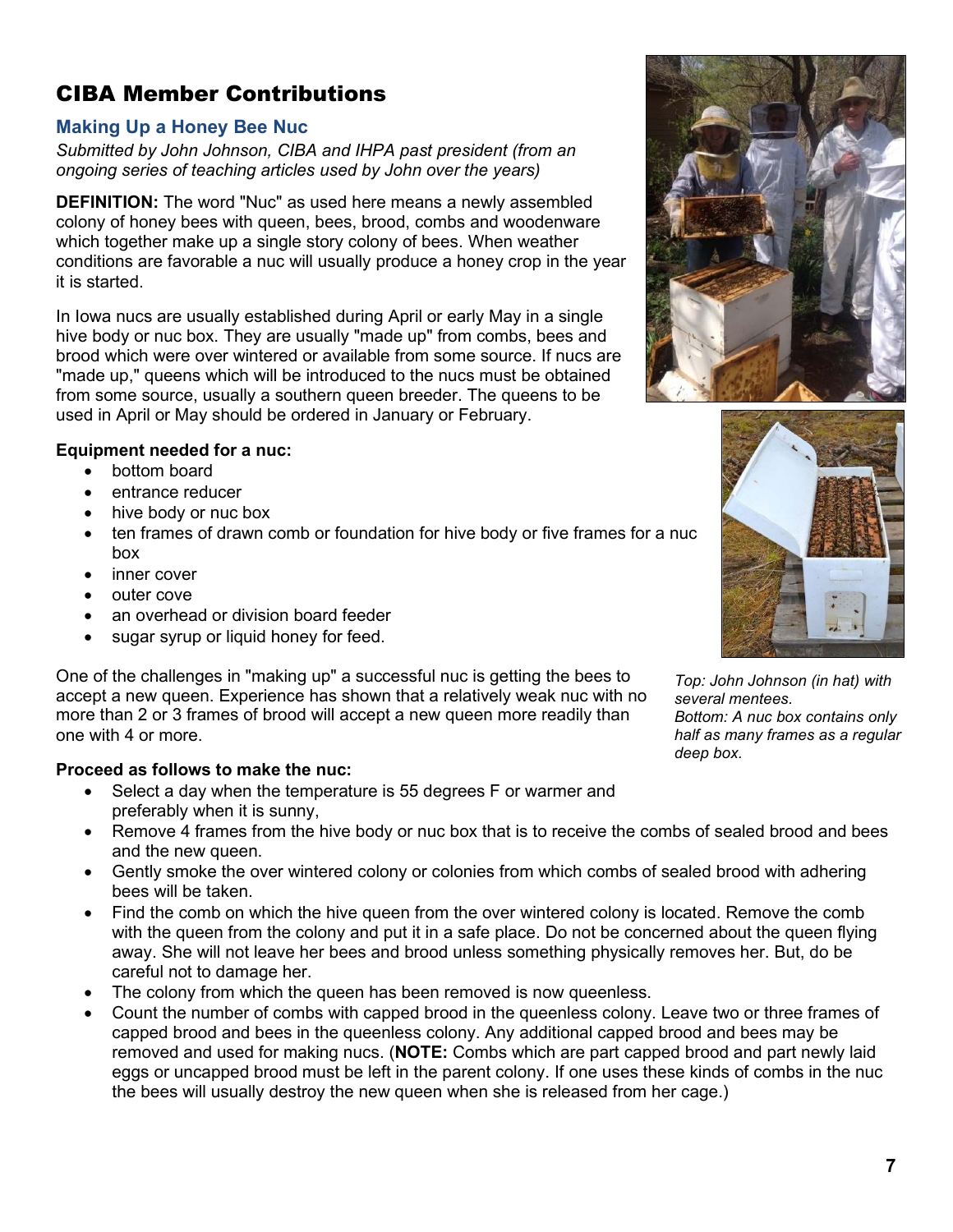## CIBA Member Contributions

### Making Up a Honey Bee Nuc

*Submitted by John Johnson, CIBA and IHPA past president (from an ongoing series of teaching articles used by John over the years)*

**DEFINITION:** The word "Nuc" as used here means a newly assembled colony of honey bees with queen, bees, brood, combs and woodenware which together make up a single story colony of bees. When weather conditions are favorable a nuc will usually produce a honey crop in the year it is started.

In Iowa nucs are usually established during April or early May in a single hive body or nuc box. They are usually "made up" from combs, bees and brood which were over wintered or available from some source. If nucs are "made up," queens which will be introduced to the nucs must be obtained from some source, usually a southern queen breeder. The queens to be used in April or May should be ordered in January or February.

**Equipment needed for a nuc:**

- bottom board
- entrance reducer
- hive body or nuc box
- ten frames of drawn comb or foundation for hive body or five frames for a nuc box
- inner cover
- outer cove
- an overhead or division board feeder
- sugar syrup or liquid honey for feed.

One of the challenges in "making up" a successful nuc is getting the bees to accept a new queen. Experience has shown that a relatively weak nuc with no more than 2 or 3 frames of brood will accept a new queen more readily than one with 4 or more.

*Top: John Johnson (in hat) with several mentees.*
*Bottom: A nuc box contains only half as many frames as a regular deep box.*

**Proceed as follows to make the nuc:**

- Select a day when the temperature is 55 degrees F or warmer and preferably when it is sunny,
- Remove 4 frames from the hive body or nuc box that is to receive the combs of sealed brood and bees and the new queen.
- Gently smoke the over wintered colony or colonies from which combs of sealed brood with adhering bees will be taken.
- Find the comb on which the hive queen from the over wintered colony is located. Remove the comb with the queen from the colony and put it in a safe place. Do not be concerned about the queen flying away. She will not leave her bees and brood unless something physically removes her. But, do be careful not to damage her.
- The colony from which the queen has been removed is now queenless.
- Count the number of combs with capped brood in the queenless colony. Leave two or three frames of capped brood and bees in the queenless colony. Any additional capped brood and bees may be removed and used for making nucs. (**NOTE:** Combs which are part capped brood and part newly laid eggs or uncapped brood must be left in the parent colony. If one uses these kinds of combs in the nuc the bees will usually destroy the new queen when she is released from her cage.)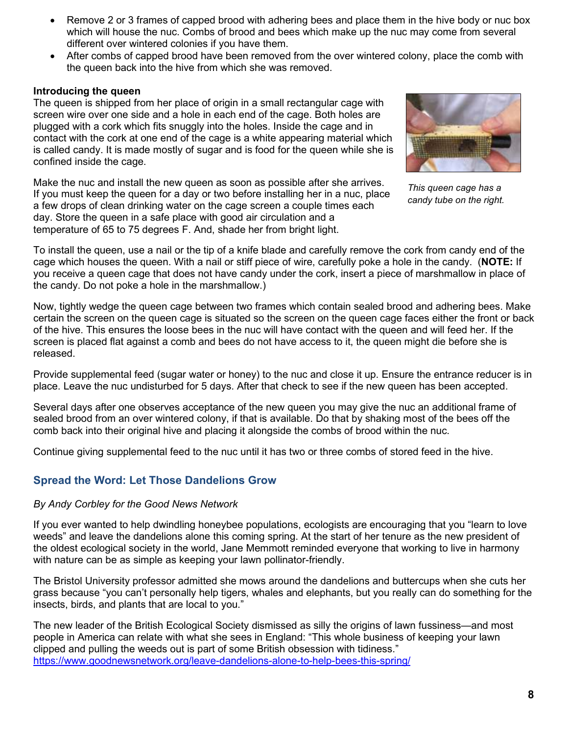- Remove 2 or 3 frames of capped brood with adhering bees and place them in the hive body or nuc box which will house the nuc. Combs of brood and bees which make up the nuc may come from several different over wintered colonies if you have them.
- After combs of capped brood have been removed from the over wintered colony, place the comb with the queen back into the hive from which she was removed.

**Introducing the queen**

The queen is shipped from her place of origin in a small rectangular cage with screen wire over one side and a hole in each end of the cage. Both holes are plugged with a cork which fits snuggly into the holes. Inside the cage and in contact with the cork at one end of the cage is a white appearing material which is called candy. It is made mostly of sugar and is food for the queen while she is confined inside the cage.

*This queen cage has a candy tube on the right.*

Make the nuc and install the new queen as soon as possible after she arrives. If you must keep the queen for a day or two before installing her in a nuc, place a few drops of clean drinking water on the cage screen a couple times each day. Store the queen in a safe place with good air circulation and a temperature of 65 to 75 degrees F. And, shade her from bright light.

To install the queen, use a nail or the tip of a knife blade and carefully remove the cork from candy end of the cage which houses the queen. With a nail or stiff piece of wire, carefully poke a hole in the candy. (**NOTE:** If you receive a queen cage that does not have candy under the cork, insert a piece of marshmallow in place of the candy. Do not poke a hole in the marshmallow.)

Now, tightly wedge the queen cage between two frames which contain sealed brood and adhering bees. Make certain the screen on the queen cage is situated so the screen on the queen cage faces either the front or back of the hive. This ensures the loose bees in the nuc will have contact with the queen and will feed her. If the screen is placed flat against a comb and bees do not have access to it, the queen might die before she is released.

Provide supplemental feed (sugar water or honey) to the nuc and close it up. Ensure the entrance reducer is in place. Leave the nuc undisturbed for 5 days. After that check to see if the new queen has been accepted.

Several days after one observes acceptance of the new queen you may give the nuc an additional frame of sealed brood from an over wintered colony, if that is available. Do that by shaking most of the bees off the comb back into their original hive and placing it alongside the combs of brood within the nuc.

Continue giving supplemental feed to the nuc until it has two or three combs of stored feed in the hive.

## Spread the Word: Let Those Dandelions Grow

*By Andy Corbley for the Good News Network*

If you ever wanted to help dwindling honeybee populations, ecologists are encouraging that you "learn to love weeds" and leave the dandelions alone this coming spring. At the start of her tenure as the new president of the oldest ecological society in the world, Jane Memmott reminded everyone that working to live in harmony with nature can be as simple as keeping your lawn pollinator-friendly.

The Bristol University professor admitted she mows around the dandelions and buttercups when she cuts her grass because "you can't personally help tigers, whales and elephants, but you really can do something for the insects, birds, and plants that are local to you."

The new leader of the British Ecological Society dismissed as silly the origins of lawn fussiness—and most people in America can relate with what she sees in England: "This whole business of keeping your lawn clipped and pulling the weeds out is part of some British obsession with tidiness."
https://www.goodnewsnetwork.org/leave-dandelions-alone-to-help-bees-this-spring/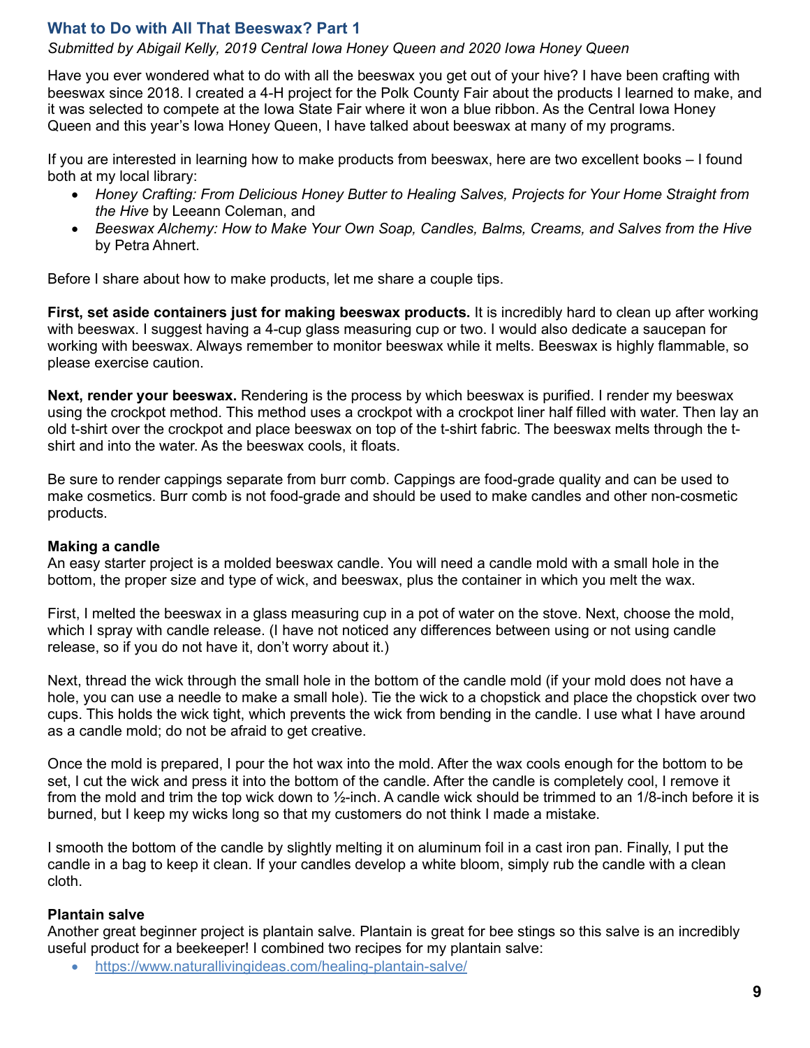## What to Do with All That Beeswax? Part 1

*Submitted by Abigail Kelly, 2019 Central Iowa Honey Queen and 2020 Iowa Honey Queen*

Have you ever wondered what to do with all the beeswax you get out of your hive? I have been crafting with beeswax since 2018. I created a 4-H project for the Polk County Fair about the products I learned to make, and it was selected to compete at the Iowa State Fair where it won a blue ribbon. As the Central Iowa Honey Queen and this year's Iowa Honey Queen, I have talked about beeswax at many of my programs.

If you are interested in learning how to make products from beeswax, here are two excellent books – I found both at my local library:

- *Honey Crafting: From Delicious Honey Butter to Healing Salves, Projects for Your Home Straight from the Hive* by Leeann Coleman, and
- *Beeswax Alchemy: How to Make Your Own Soap, Candles, Balms, Creams, and Salves from the Hive* by Petra Ahnert.

Before I share about how to make products, let me share a couple tips.

**First, set aside containers just for making beeswax products.** It is incredibly hard to clean up after working with beeswax. I suggest having a 4-cup glass measuring cup or two. I would also dedicate a saucepan for working with beeswax. Always remember to monitor beeswax while it melts. Beeswax is highly flammable, so please exercise caution.

**Next, render your beeswax.** Rendering is the process by which beeswax is purified. I render my beeswax using the crockpot method. This method uses a crockpot with a crockpot liner half filled with water. Then lay an old t-shirt over the crockpot and place beeswax on top of the t-shirt fabric. The beeswax melts through the t-shirt and into the water. As the beeswax cools, it floats.

Be sure to render cappings separate from burr comb. Cappings are food-grade quality and can be used to make cosmetics. Burr comb is not food-grade and should be used to make candles and other non-cosmetic products.

### Making a candle

An easy starter project is a molded beeswax candle. You will need a candle mold with a small hole in the bottom, the proper size and type of wick, and beeswax, plus the container in which you melt the wax.

First, I melted the beeswax in a glass measuring cup in a pot of water on the stove. Next, choose the mold, which I spray with candle release. (I have not noticed any differences between using or not using candle release, so if you do not have it, don't worry about it.)

Next, thread the wick through the small hole in the bottom of the candle mold (if your mold does not have a hole, you can use a needle to make a small hole). Tie the wick to a chopstick and place the chopstick over two cups. This holds the wick tight, which prevents the wick from bending in the candle. I use what I have around as a candle mold; do not be afraid to get creative.

Once the mold is prepared, I pour the hot wax into the mold. After the wax cools enough for the bottom to be set, I cut the wick and press it into the bottom of the candle. After the candle is completely cool, I remove it from the mold and trim the top wick down to ½-inch. A candle wick should be trimmed to an 1/8-inch before it is burned, but I keep my wicks long so that my customers do not think I made a mistake.

I smooth the bottom of the candle by slightly melting it on aluminum foil in a cast iron pan. Finally, I put the candle in a bag to keep it clean. If your candles develop a white bloom, simply rub the candle with a clean cloth.

### Plantain salve

Another great beginner project is plantain salve. Plantain is great for bee stings so this salve is an incredibly useful product for a beekeeper! I combined two recipes for my plantain salve:

- https://www.naturallivingideas.com/healing-plantain-salve/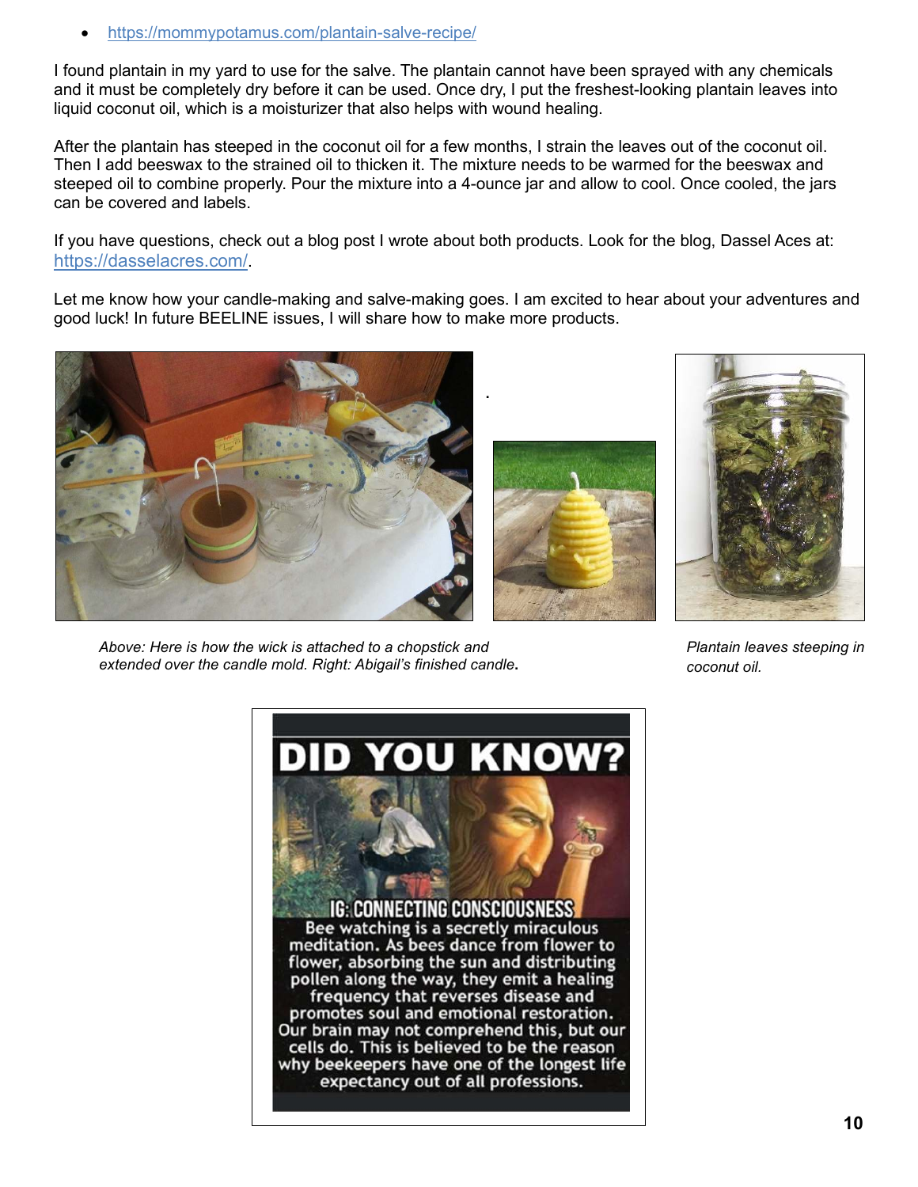- https://mommypotamus.com/plantain-salve-recipe/

I found plantain in my yard to use for the salve. The plantain cannot have been sprayed with any chemicals and it must be completely dry before it can be used. Once dry, I put the freshest-looking plantain leaves into liquid coconut oil, which is a moisturizer that also helps with wound healing.

After the plantain has steeped in the coconut oil for a few months, I strain the leaves out of the coconut oil. Then I add beeswax to the strained oil to thicken it. The mixture needs to be warmed for the beeswax and steeped oil to combine properly. Pour the mixture into a 4-ounce jar and allow to cool. Once cooled, the jars can be covered and labels.

If you have questions, check out a blog post I wrote about both products. Look for the blog, Dassel Aces at: https://dasselacres.com/.

Let me know how your candle-making and salve-making goes. I am excited to hear about your adventures and good luck! In future BEELINE issues, I will share how to make more products.

*Above: Here is how the wick is attached to a chopstick and extended over the candle mold. Right: Abigail's finished candle.*

*Plantain leaves steeping in coconut oil.*

**DID YOU KNOW?**

IG: CONNECTING CONSCIOUSNESS

Bee watching is a secretly miraculous meditation. As bees dance from flower to flower, absorbing the sun and distributing pollen along the way, they emit a healing frequency that reverses disease and promotes soul and emotional restoration. Our brain may not comprehend this, but our cells do. This is believed to be the reason why beekeepers have one of the longest life expectancy out of all professions.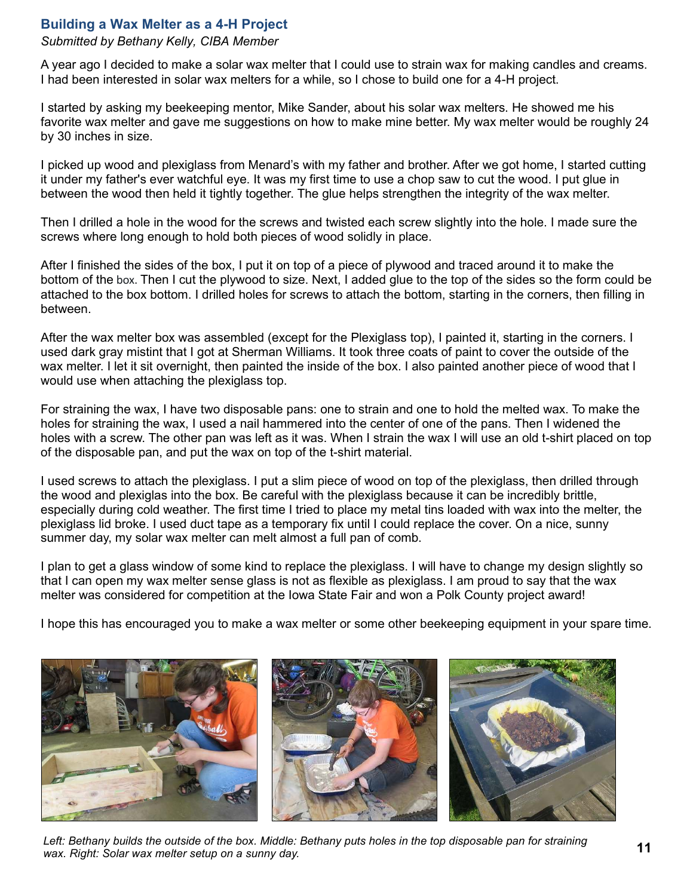## Building a Wax Melter as a 4-H Project

*Submitted by Bethany Kelly, CIBA Member*

A year ago I decided to make a solar wax melter that I could use to strain wax for making candles and creams. I had been interested in solar wax melters for a while, so I chose to build one for a 4-H project.

I started by asking my beekeeping mentor, Mike Sander, about his solar wax melters. He showed me his favorite wax melter and gave me suggestions on how to make mine better. My wax melter would be roughly 24 by 30 inches in size.

I picked up wood and plexiglass from Menard's with my father and brother. After we got home, I started cutting it under my father's ever watchful eye. It was my first time to use a chop saw to cut the wood. I put glue in between the wood then held it tightly together. The glue helps strengthen the integrity of the wax melter.

Then I drilled a hole in the wood for the screws and twisted each screw slightly into the hole. I made sure the screws where long enough to hold both pieces of wood solidly in place.

After I finished the sides of the box, I put it on top of a piece of plywood and traced around it to make the bottom of the box. Then I cut the plywood to size. Next, I added glue to the top of the sides so the form could be attached to the box bottom. I drilled holes for screws to attach the bottom, starting in the corners, then filling in between.

After the wax melter box was assembled (except for the Plexiglass top), I painted it, starting in the corners. I used dark gray mistint that I got at Sherman Williams. It took three coats of paint to cover the outside of the wax melter. I let it sit overnight, then painted the inside of the box. I also painted another piece of wood that I would use when attaching the plexiglass top.

For straining the wax, I have two disposable pans: one to strain and one to hold the melted wax. To make the holes for straining the wax, I used a nail hammered into the center of one of the pans. Then I widened the holes with a screw. The other pan was left as it was. When I strain the wax I will use an old t-shirt placed on top of the disposable pan, and put the wax on top of the t-shirt material.

I used screws to attach the plexiglass. I put a slim piece of wood on top of the plexiglass, then drilled through the wood and plexiglas into the box. Be careful with the plexiglass because it can be incredibly brittle, especially during cold weather. The first time I tried to place my metal tins loaded with wax into the melter, the plexiglass lid broke. I used duct tape as a temporary fix until I could replace the cover. On a nice, sunny summer day, my solar wax melter can melt almost a full pan of comb.

I plan to get a glass window of some kind to replace the plexiglass. I will have to change my design slightly so that I can open my wax melter sense glass is not as flexible as plexiglass. I am proud to say that the wax melter was considered for competition at the Iowa State Fair and won a Polk County project award!

I hope this has encouraged you to make a wax melter or some other beekeeping equipment in your spare time.

*Left: Bethany builds the outside of the box. Middle: Bethany puts holes in the top disposable pan for straining wax. Right: Solar wax melter setup on a sunny day.*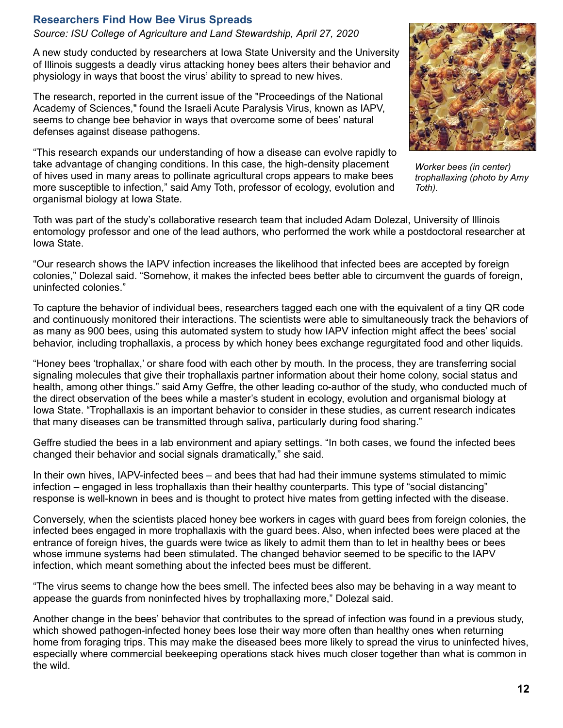## Researchers Find How Bee Virus Spreads

*Source: ISU College of Agriculture and Land Stewardship, April 27, 2020*

A new study conducted by researchers at Iowa State University and the University of Illinois suggests a deadly virus attacking honey bees alters their behavior and physiology in ways that boost the virus' ability to spread to new hives.

The research, reported in the current issue of the "Proceedings of the National Academy of Sciences," found the Israeli Acute Paralysis Virus, known as IAPV, seems to change bee behavior in ways that overcome some of bees' natural defenses against disease pathogens.

"This research expands our understanding of how a disease can evolve rapidly to take advantage of changing conditions. In this case, the high-density placement of hives used in many areas to pollinate agricultural crops appears to make bees more susceptible to infection," said Amy Toth, professor of ecology, evolution and organismal biology at Iowa State.

*Worker bees (in center) trophallaxing (photo by Amy Toth).*

Toth was part of the study's collaborative research team that included Adam Dolezal, University of Illinois entomology professor and one of the lead authors, who performed the work while a postdoctoral researcher at Iowa State.

"Our research shows the IAPV infection increases the likelihood that infected bees are accepted by foreign colonies," Dolezal said. "Somehow, it makes the infected bees better able to circumvent the guards of foreign, uninfected colonies."

To capture the behavior of individual bees, researchers tagged each one with the equivalent of a tiny QR code and continuously monitored their interactions. The scientists were able to simultaneously track the behaviors of as many as 900 bees, using this automated system to study how IAPV infection might affect the bees' social behavior, including trophallaxis, a process by which honey bees exchange regurgitated food and other liquids.

"Honey bees 'trophallax,' or share food with each other by mouth. In the process, they are transferring social signaling molecules that give their trophallaxis partner information about their home colony, social status and health, among other things." said Amy Geffre, the other leading co-author of the study, who conducted much of the direct observation of the bees while a master's student in ecology, evolution and organismal biology at Iowa State. "Trophallaxis is an important behavior to consider in these studies, as current research indicates that many diseases can be transmitted through saliva, particularly during food sharing."

Geffre studied the bees in a lab environment and apiary settings. "In both cases, we found the infected bees changed their behavior and social signals dramatically," she said.

In their own hives, IAPV-infected bees – and bees that had had their immune systems stimulated to mimic infection – engaged in less trophallaxis than their healthy counterparts. This type of "social distancing" response is well-known in bees and is thought to protect hive mates from getting infected with the disease.

Conversely, when the scientists placed honey bee workers in cages with guard bees from foreign colonies, the infected bees engaged in more trophallaxis with the guard bees. Also, when infected bees were placed at the entrance of foreign hives, the guards were twice as likely to admit them than to let in healthy bees or bees whose immune systems had been stimulated. The changed behavior seemed to be specific to the IAPV infection, which meant something about the infected bees must be different.

"The virus seems to change how the bees smell. The infected bees also may be behaving in a way meant to appease the guards from noninfected hives by trophallaxing more," Dolezal said.

Another change in the bees' behavior that contributes to the spread of infection was found in a previous study, which showed pathogen-infected honey bees lose their way more often than healthy ones when returning home from foraging trips. This may make the diseased bees more likely to spread the virus to uninfected hives, especially where commercial beekeeping operations stack hives much closer together than what is common in the wild.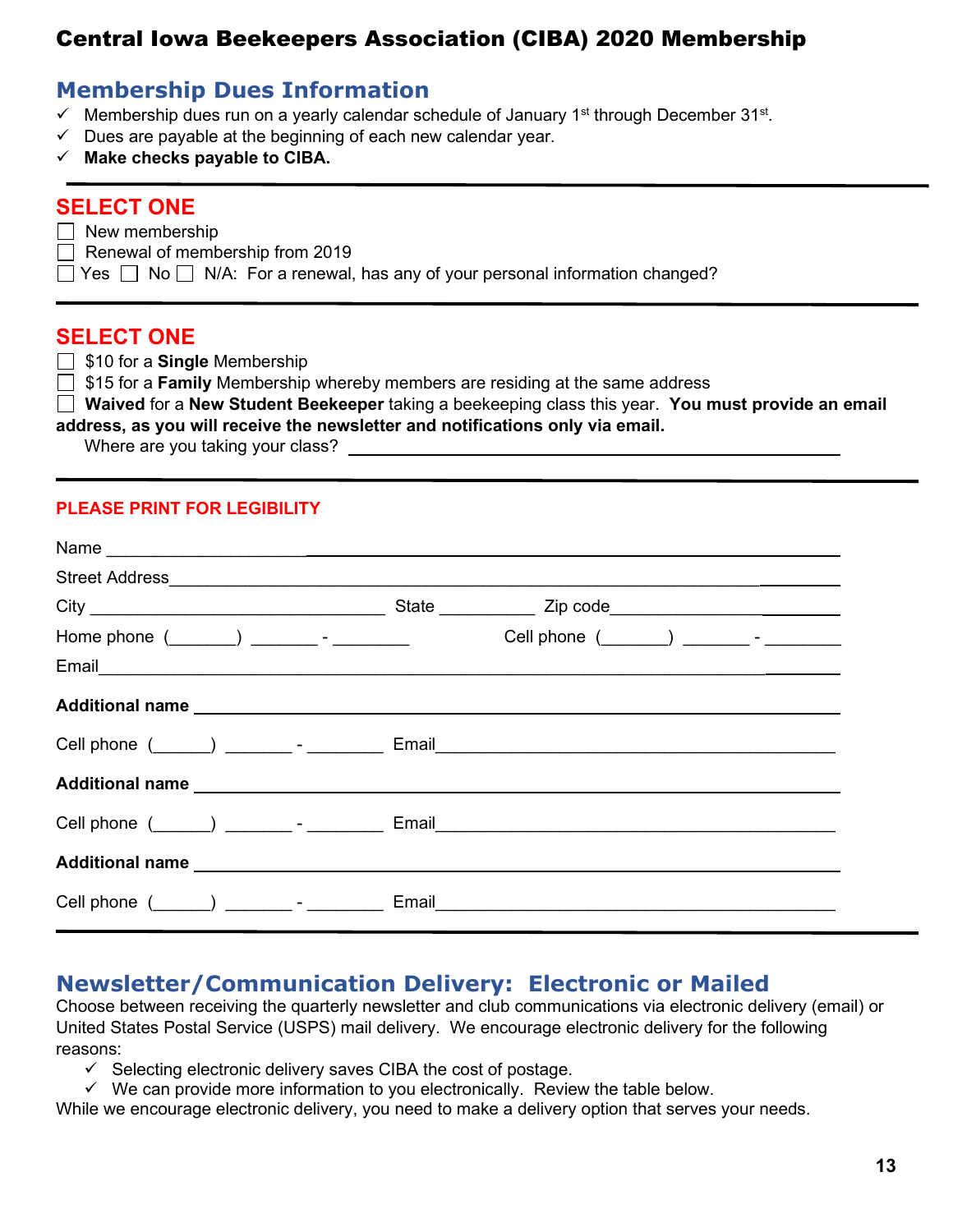# Central Iowa Beekeepers Association (CIBA) 2020 Membership

## Membership Dues Information

- ✓ Membership dues run on a yearly calendar schedule of January 1st through December 31st.
- ✓ Dues are payable at the beginning of each new calendar year.
- ✓ **Make checks payable to CIBA.**

---

## SELECT ONE

☐ New membership
☐ Renewal of membership from 2019
☐ Yes ☐ No ☐ N/A: For a renewal, has any of your personal information changed?

---

## SELECT ONE

☐ $10 for a **Single** Membership
☐ $15 for a **Family** Membership whereby members are residing at the same address
☐ **Waived** for a **New Student Beekeeper** taking a beekeeping class this year. **You must provide an email address, as you will receive the newsletter and notifications only via email.**
Where are you taking your class? ______________________________

---

**PLEASE PRINT FOR LEGIBILITY**

Name ______________________________

Street Address ______________________________

City ____________________ State __________ Zip code ______________

Home phone (_______) _______ - ________ Cell phone (_______) _______ - ________

Email ______________________________

**Additional name** ______________________________

Cell phone (______) _______ - ________ Email ______________________________

**Additional name** ______________________________

Cell phone (______) _______ - ________ Email ______________________________

**Additional name** ______________________________

Cell phone (______) _______ - ________ Email ______________________________

---

## Newsletter/Communication Delivery: Electronic or Mailed

Choose between receiving the quarterly newsletter and club communications via electronic delivery (email) or United States Postal Service (USPS) mail delivery. We encourage electronic delivery for the following reasons:

- ✓ Selecting electronic delivery saves CIBA the cost of postage.
- ✓ We can provide more information to you electronically. Review the table below.

While we encourage electronic delivery, you need to make a delivery option that serves your needs.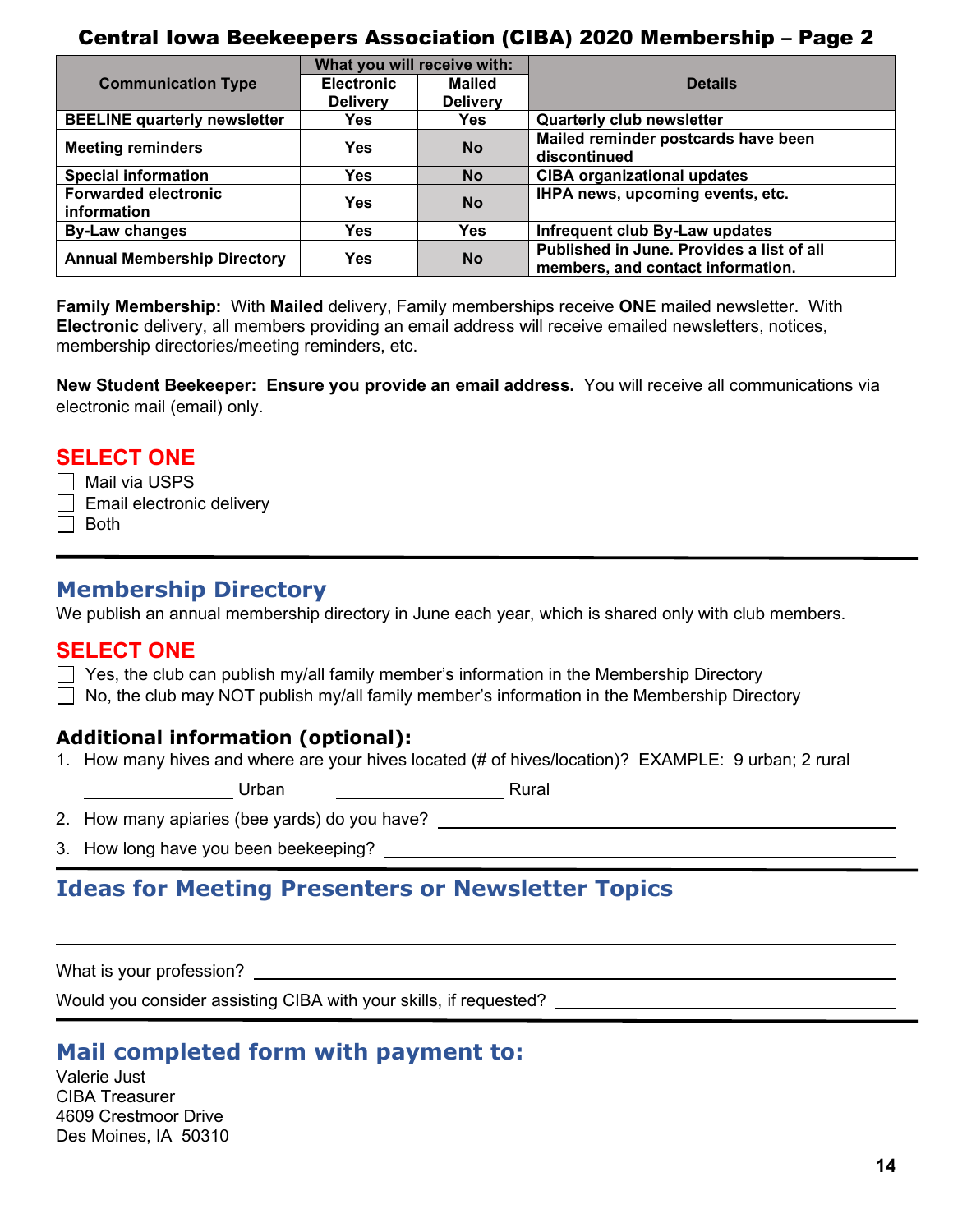# Central Iowa Beekeepers Association (CIBA) 2020 Membership – Page 2

| Communication Type | What you will receive with: | | Details |
|---|---|---|---|
| | Electronic Delivery | Mailed Delivery | |
| **BEELINE quarterly newsletter** | **Yes** | **Yes** | **Quarterly club newsletter** |
| **Meeting reminders** | **Yes** | **No** | **Mailed reminder postcards have been discontinued** |
| **Special information** | **Yes** | **No** | **CIBA organizational updates** |
| **Forwarded electronic information** | **Yes** | **No** | **IHPA news, upcoming events, etc.** |
| **By-Law changes** | **Yes** | **Yes** | **Infrequent club By-Law updates** |
| **Annual Membership Directory** | **Yes** | **No** | **Published in June. Provides a list of all members, and contact information.** |

**Family Membership:** With **Mailed** delivery, Family memberships receive **ONE** mailed newsletter. With **Electronic** delivery, all members providing an email address will receive emailed newsletters, notices, membership directories/meeting reminders, etc.

**New Student Beekeeper: Ensure you provide an email address.** You will receive all communications via electronic mail (email) only.

**SELECT ONE**

- ☐ Mail via USPS
- ☐ Email electronic delivery
- ☐ Both

---

## Membership Directory

We publish an annual membership directory in June each year, which is shared only with club members.

**SELECT ONE**

- ☐ Yes, the club can publish my/all family member's information in the Membership Directory
- ☐ No, the club may NOT publish my/all family member's information in the Membership Directory

### Additional information (optional):

1. How many hives and where are your hives located (# of hives/location)? EXAMPLE: 9 urban; 2 rural

   ________________ Urban ________________ Rural

2. How many apiaries (bee yards) do you have? ________________
3. How long have you been beekeeping? ________________

---

## Ideas for Meeting Presenters or Newsletter Topics

________________________________________________

________________________________________________

What is your profession? ________________

Would you consider assisting CIBA with your skills, if requested? ________________

---

## Mail completed form with payment to:

Valerie Just
CIBA Treasurer
4609 Crestmoor Drive
Des Moines, IA 50310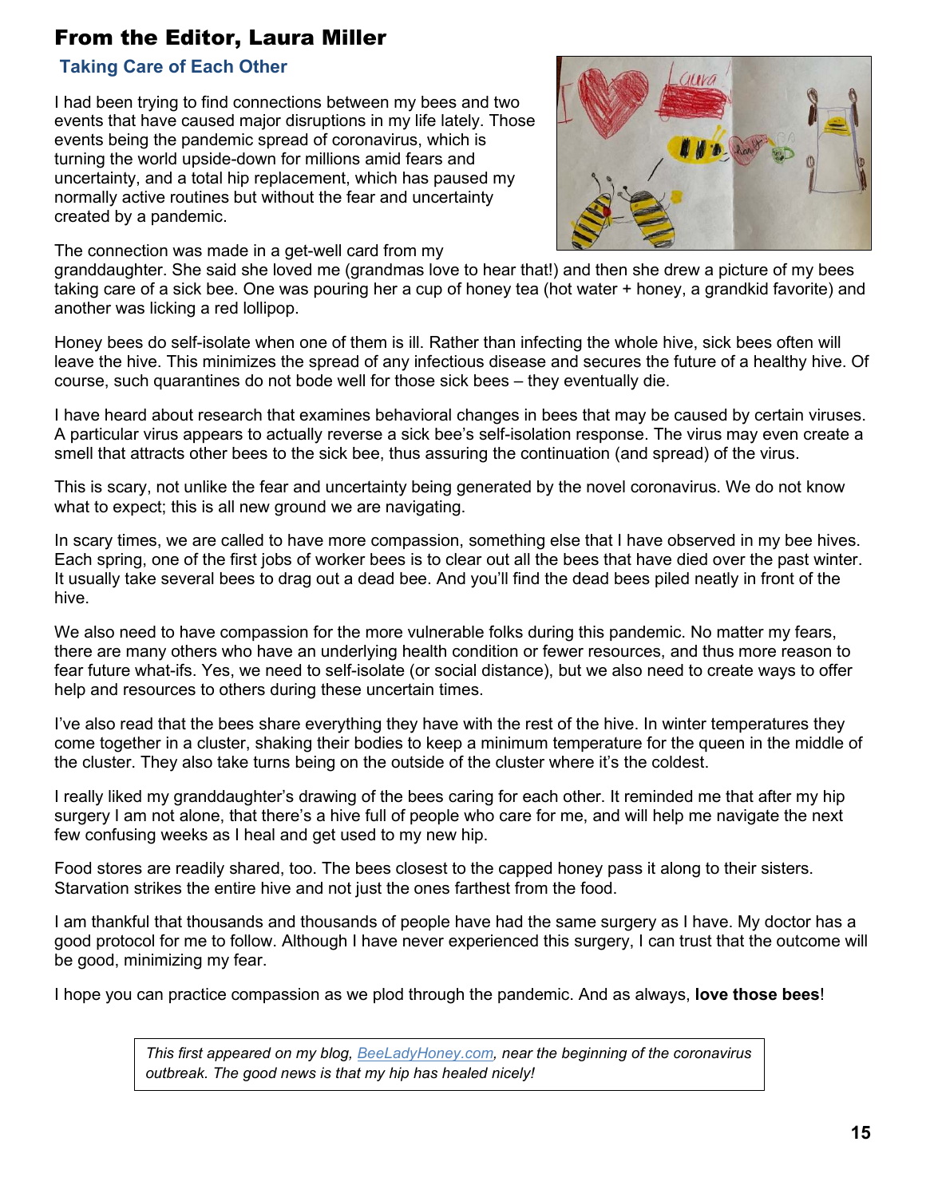## From the Editor, Laura Miller

### Taking Care of Each Other

I had been trying to find connections between my bees and two events that have caused major disruptions in my life lately. Those events being the pandemic spread of coronavirus, which is turning the world upside-down for millions amid fears and uncertainty, and a total hip replacement, which has paused my normally active routines but without the fear and uncertainty created by a pandemic.

The connection was made in a get-well card from my granddaughter. She said she loved me (grandmas love to hear that!) and then she drew a picture of my bees taking care of a sick bee. One was pouring her a cup of honey tea (hot water + honey, a grandkid favorite) and another was licking a red lollipop.

Honey bees do self-isolate when one of them is ill. Rather than infecting the whole hive, sick bees often will leave the hive. This minimizes the spread of any infectious disease and secures the future of a healthy hive. Of course, such quarantines do not bode well for those sick bees – they eventually die.

I have heard about research that examines behavioral changes in bees that may be caused by certain viruses. A particular virus appears to actually reverse a sick bee's self-isolation response. The virus may even create a smell that attracts other bees to the sick bee, thus assuring the continuation (and spread) of the virus.

This is scary, not unlike the fear and uncertainty being generated by the novel coronavirus. We do not know what to expect; this is all new ground we are navigating.

In scary times, we are called to have more compassion, something else that I have observed in my bee hives. Each spring, one of the first jobs of worker bees is to clear out all the bees that have died over the past winter. It usually take several bees to drag out a dead bee. And you'll find the dead bees piled neatly in front of the hive.

We also need to have compassion for the more vulnerable folks during this pandemic. No matter my fears, there are many others who have an underlying health condition or fewer resources, and thus more reason to fear future what-ifs. Yes, we need to self-isolate (or social distance), but we also need to create ways to offer help and resources to others during these uncertain times.

I've also read that the bees share everything they have with the rest of the hive. In winter temperatures they come together in a cluster, shaking their bodies to keep a minimum temperature for the queen in the middle of the cluster. They also take turns being on the outside of the cluster where it's the coldest.

I really liked my granddaughter's drawing of the bees caring for each other. It reminded me that after my hip surgery I am not alone, that there's a hive full of people who care for me, and will help me navigate the next few confusing weeks as I heal and get used to my new hip.

Food stores are readily shared, too. The bees closest to the capped honey pass it along to their sisters. Starvation strikes the entire hive and not just the ones farthest from the food.

I am thankful that thousands and thousands of people have had the same surgery as I have. My doctor has a good protocol for me to follow. Although I have never experienced this surgery, I can trust that the outcome will be good, minimizing my fear.

I hope you can practice compassion as we plod through the pandemic. And as always, **love those bees**!

*This first appeared on my blog, BeeLadyHoney.com, near the beginning of the coronavirus outbreak. The good news is that my hip has healed nicely!*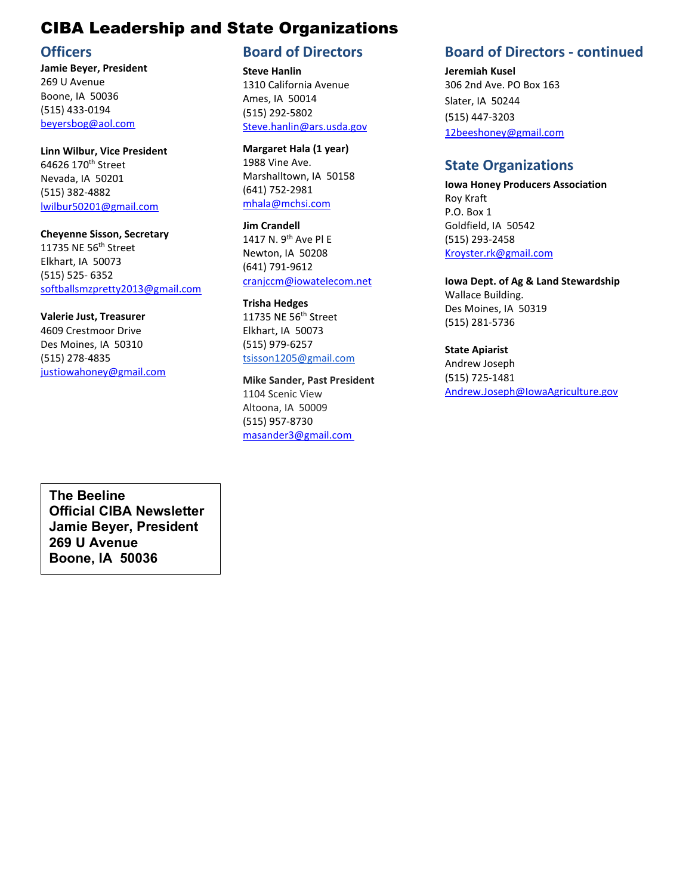# CIBA Leadership and State Organizations

## Officers

**Jamie Beyer, President**
269 U Avenue
Boone, IA 50036
(515) 433-0194
beyersbog@aol.com

**Linn Wilbur, Vice President**
64626 170th Street
Nevada, IA 50201
(515) 382-4882
lwilbur50201@gmail.com

**Cheyenne Sisson, Secretary**
11735 NE 56th Street
Elkhart, IA 50073
(515) 525- 6352
softballsmzpretty2013@gmail.com

**Valerie Just, Treasurer**
4609 Crestmoor Drive
Des Moines, IA 50310
(515) 278-4835
justiowahoney@gmail.com

## Board of Directors

**Steve Hanlin**
1310 California Avenue
Ames, IA 50014
(515) 292-5802
Steve.hanlin@ars.usda.gov

**Margaret Hala (1 year)**
1988 Vine Ave.
Marshalltown, IA 50158
(641) 752-2981
mhala@mchsi.com

**Jim Crandell**
1417 N. 9th Ave Pl E
Newton, IA 50208
(641) 791-9612
cranjccm@iowatelecom.net

**Trisha Hedges**
11735 NE 56th Street
Elkhart, IA 50073
(515) 979-6257
tsisson1205@gmail.com

**Mike Sander, Past President**
1104 Scenic View
Altoona, IA 50009
(515) 957-8730
masander3@gmail.com

## Board of Directors - continued

**Jeremiah Kusel**
306 2nd Ave. PO Box 163
Slater, IA 50244
(515) 447-3203
12beeshoney@gmail.com

## State Organizations

**Iowa Honey Producers Association**
Roy Kraft
P.O. Box 1
Goldfield, IA 50542
(515) 293-2458
Kroyster.rk@gmail.com

**Iowa Dept. of Ag & Land Stewardship**
Wallace Building.
Des Moines, IA 50319
(515) 281-5736

**State Apiarist**
Andrew Joseph
(515) 725-1481
Andrew.Joseph@IowaAgriculture.gov

**The Beeline**
**Official CIBA Newsletter**
**Jamie Beyer, President**
**269 U Avenue**
**Boone, IA 50036**